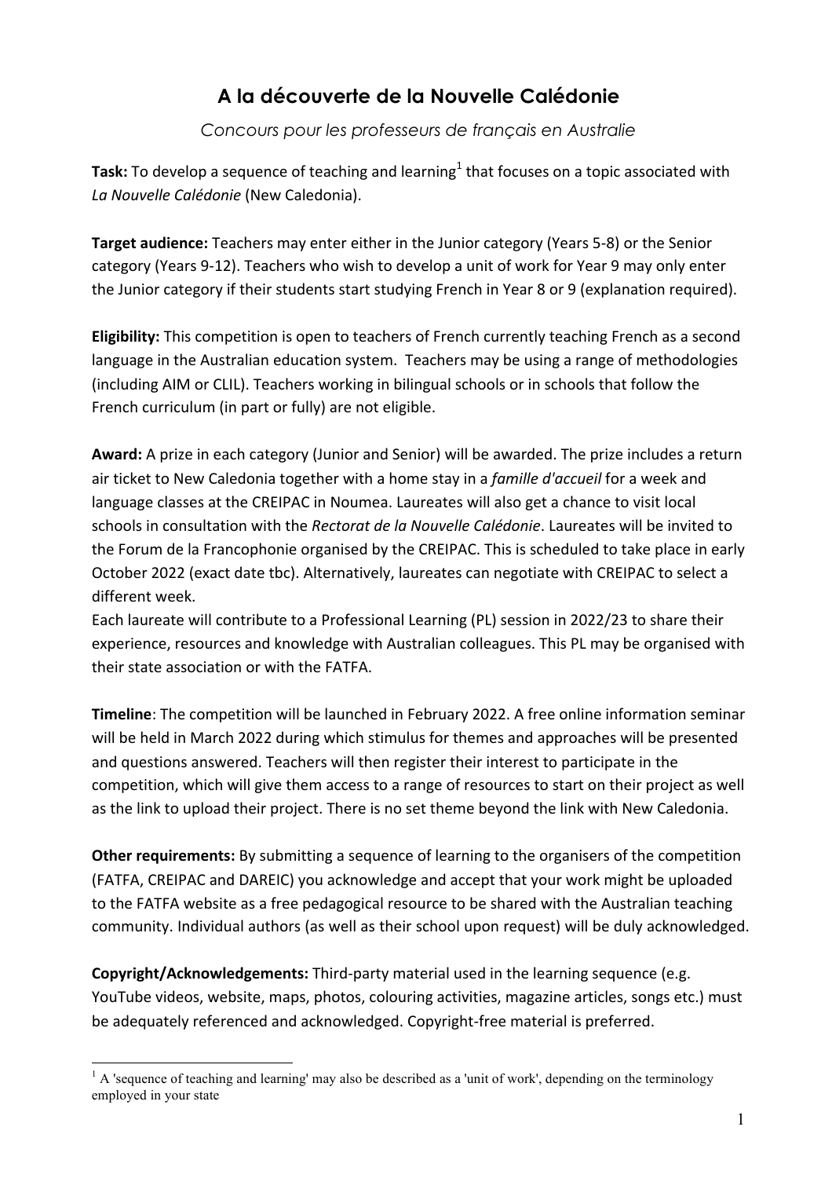# A la découverte de la Nouvelle Calédonie

*Concours pour les professeurs de français en Australie*

**Task:** To develop a sequence of teaching and learning[1] that focuses on a topic associated with *La Nouvelle Calédonie* (New Caledonia).

**Target audience:** Teachers may enter either in the Junior category (Years 5-8) or the Senior category (Years 9-12). Teachers who wish to develop a unit of work for Year 9 may only enter the Junior category if their students start studying French in Year 8 or 9 (explanation required).

**Eligibility:** This competition is open to teachers of French currently teaching French as a second language in the Australian education system. Teachers may be using a range of methodologies (including AIM or CLIL). Teachers working in bilingual schools or in schools that follow the French curriculum (in part or fully) are not eligible.

**Award:** A prize in each category (Junior and Senior) will be awarded. The prize includes a return air ticket to New Caledonia together with a home stay in a *famille d'accueil* for a week and language classes at the CREIPAC in Noumea. Laureates will also get a chance to visit local schools in consultation with the *Rectorat de la Nouvelle Calédonie*. Laureates will be invited to the Forum de la Francophonie organised by the CREIPAC. This is scheduled to take place in early October 2022 (exact date tbc). Alternatively, laureates can negotiate with CREIPAC to select a different week.

Each laureate will contribute to a Professional Learning (PL) session in 2022/23 to share their experience, resources and knowledge with Australian colleagues. This PL may be organised with their state association or with the FATFA.

**Timeline**: The competition will be launched in February 2022. A free online information seminar will be held in March 2022 during which stimulus for themes and approaches will be presented and questions answered. Teachers will then register their interest to participate in the competition, which will give them access to a range of resources to start on their project as well as the link to upload their project. There is no set theme beyond the link with New Caledonia.

**Other requirements:** By submitting a sequence of learning to the organisers of the competition (FATFA, CREIPAC and DAREIC) you acknowledge and accept that your work might be uploaded to the FATFA website as a free pedagogical resource to be shared with the Australian teaching community. Individual authors (as well as their school upon request) will be duly acknowledged.

**Copyright/Acknowledgements:** Third-party material used in the learning sequence (e.g. YouTube videos, website, maps, photos, colouring activities, magazine articles, songs etc.) must be adequately referenced and acknowledged. Copyright-free material is preferred.

---

[1] A 'sequence of teaching and learning' may also be described as a 'unit of work', depending on the terminology employed in your state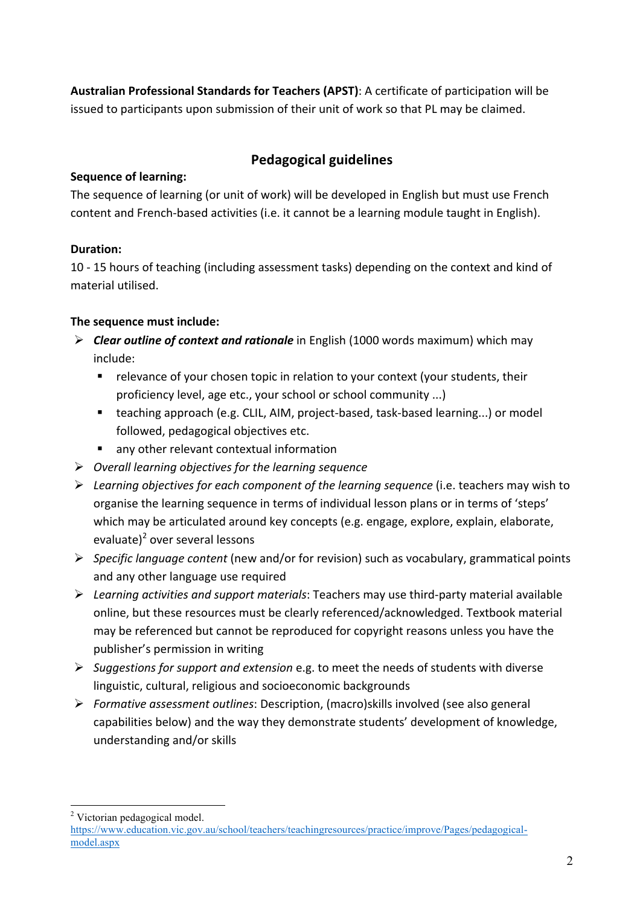**Australian Professional Standards for Teachers (APST)**: A certificate of participation will be issued to participants upon submission of their unit of work so that PL may be claimed.

## Pedagogical guidelines

**Sequence of learning:**

The sequence of learning (or unit of work) will be developed in English but must use French content and French-based activities (i.e. it cannot be a learning module taught in English).

**Duration:**

10 - 15 hours of teaching (including assessment tasks) depending on the context and kind of material utilised.

**The sequence must include:**

- ***Clear outline of context and rationale*** in English (1000 words maximum) which may include:
  - relevance of your chosen topic in relation to your context (your students, their proficiency level, age etc., your school or school community ...)
  - teaching approach (e.g. CLIL, AIM, project-based, task-based learning...) or model followed, pedagogical objectives etc.
  - any other relevant contextual information
- *Overall learning objectives for the learning sequence*
- *Learning objectives for each component of the learning sequence* (i.e. teachers may wish to organise the learning sequence in terms of individual lesson plans or in terms of 'steps' which may be articulated around key concepts (e.g. engage, explore, explain, elaborate, evaluate)[2] over several lessons
- *Specific language content* (new and/or for revision) such as vocabulary, grammatical points and any other language use required
- *Learning activities and support materials*: Teachers may use third-party material available online, but these resources must be clearly referenced/acknowledged. Textbook material may be referenced but cannot be reproduced for copyright reasons unless you have the publisher's permission in writing
- *Suggestions for support and extension* e.g. to meet the needs of students with diverse linguistic, cultural, religious and socioeconomic backgrounds
- *Formative assessment outlines*: Description, (macro)skills involved (see also general capabilities below) and the way they demonstrate students' development of knowledge, understanding and/or skills

---

[2] Victorian pedagogical model. https://www.education.vic.gov.au/school/teachers/teachingresources/practice/improve/Pages/pedagogical-model.aspx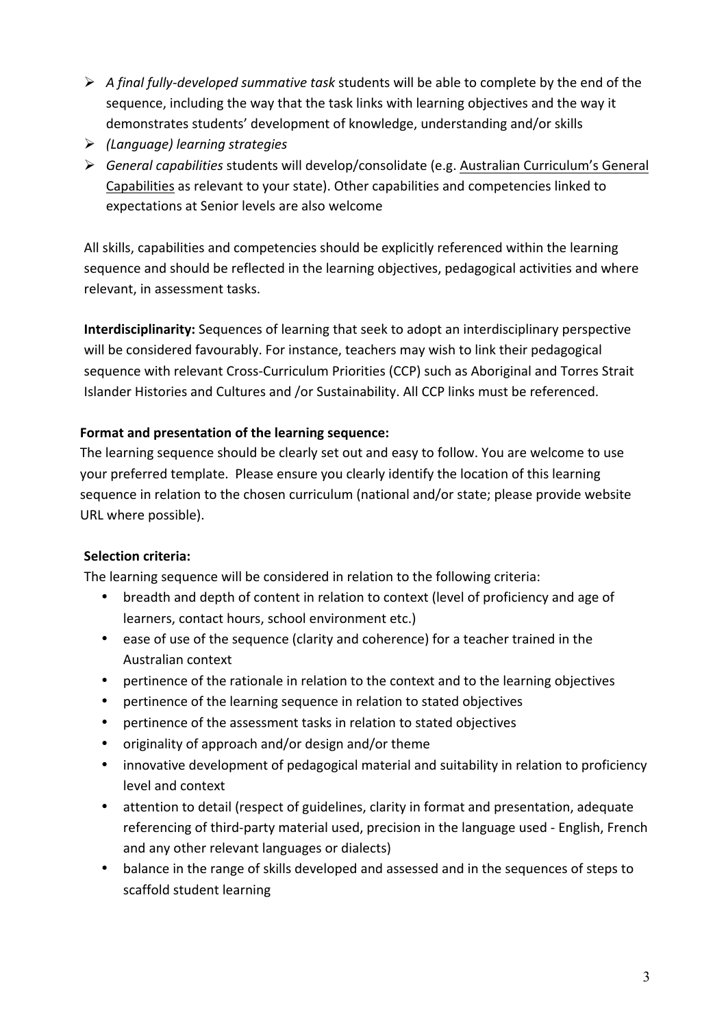- *A final fully-developed summative task* students will be able to complete by the end of the sequence, including the way that the task links with learning objectives and the way it demonstrates students' development of knowledge, understanding and/or skills
- *(Language) learning strategies*
- *General capabilities* students will develop/consolidate (e.g. Australian Curriculum's General Capabilities as relevant to your state). Other capabilities and competencies linked to expectations at Senior levels are also welcome

All skills, capabilities and competencies should be explicitly referenced within the learning sequence and should be reflected in the learning objectives, pedagogical activities and where relevant, in assessment tasks.

**Interdisciplinarity:** Sequences of learning that seek to adopt an interdisciplinary perspective will be considered favourably. For instance, teachers may wish to link their pedagogical sequence with relevant Cross-Curriculum Priorities (CCP) such as Aboriginal and Torres Strait Islander Histories and Cultures and /or Sustainability. All CCP links must be referenced.

**Format and presentation of the learning sequence:**

The learning sequence should be clearly set out and easy to follow. You are welcome to use your preferred template. Please ensure you clearly identify the location of this learning sequence in relation to the chosen curriculum (national and/or state; please provide website URL where possible).

**Selection criteria:**

The learning sequence will be considered in relation to the following criteria:

- breadth and depth of content in relation to context (level of proficiency and age of learners, contact hours, school environment etc.)
- ease of use of the sequence (clarity and coherence) for a teacher trained in the Australian context
- pertinence of the rationale in relation to the context and to the learning objectives
- pertinence of the learning sequence in relation to stated objectives
- pertinence of the assessment tasks in relation to stated objectives
- originality of approach and/or design and/or theme
- innovative development of pedagogical material and suitability in relation to proficiency level and context
- attention to detail (respect of guidelines, clarity in format and presentation, adequate referencing of third-party material used, precision in the language used - English, French and any other relevant languages or dialects)
- balance in the range of skills developed and assessed and in the sequences of steps to scaffold student learning